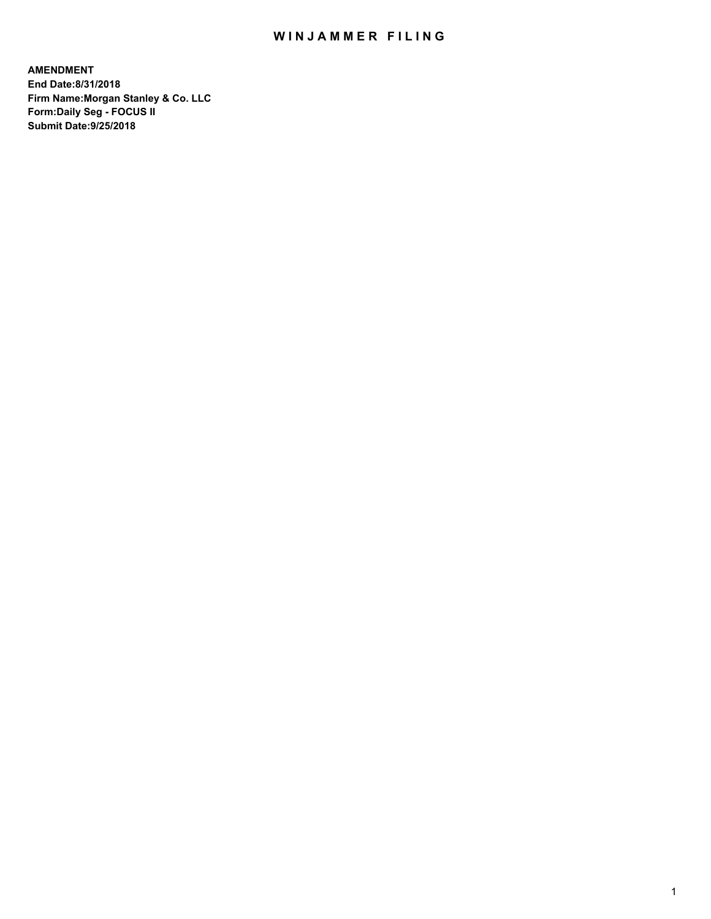# WINJAMMER FILING

**AMENDMENT**
**End Date:8/31/2018**
**Firm Name:Morgan Stanley & Co. LLC**
**Form:Daily Seg - FOCUS II**
**Submit Date:9/25/2018**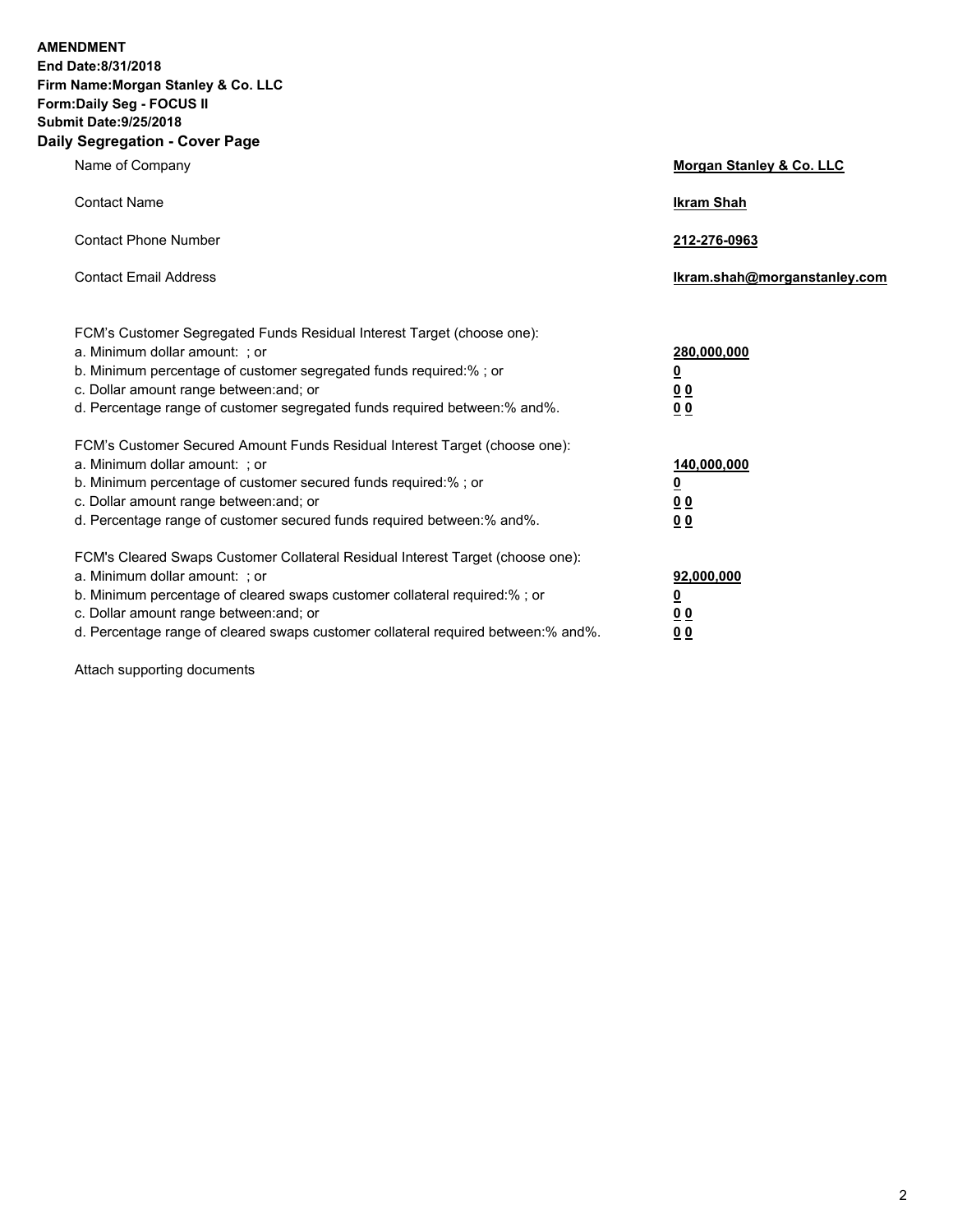**AMENDMENT**
**End Date:8/31/2018**
**Firm Name:Morgan Stanley & Co. LLC**
**Form:Daily Seg - FOCUS II**
**Submit Date:9/25/2018**

## Daily Segregation - Cover Page

| | |
|---|---|
| Name of Company | **Morgan Stanley & Co. LLC** |
| Contact Name | **Ikram Shah** |
| Contact Phone Number | **212-276-0963** |
| Contact Email Address | **Ikram.shah@morganstanley.com** |

| | |
|---|---|
| FCM's Customer Segregated Funds Residual Interest Target (choose one): | |
| a. Minimum dollar amount: ; or | **280,000,000** |
| b. Minimum percentage of customer segregated funds required:% ; or | **0** |
| c. Dollar amount range between:and; or | **0 0** |
| d. Percentage range of customer segregated funds required between:% and%. | **0 0** |
| FCM's Customer Secured Amount Funds Residual Interest Target (choose one): | |
| a. Minimum dollar amount: ; or | **140,000,000** |
| b. Minimum percentage of customer secured funds required:% ; or | **0** |
| c. Dollar amount range between:and; or | **0 0** |
| d. Percentage range of customer secured funds required between:% and%. | **0 0** |
| FCM's Cleared Swaps Customer Collateral Residual Interest Target (choose one): | |
| a. Minimum dollar amount: ; or | **92,000,000** |
| b. Minimum percentage of cleared swaps customer collateral required:% ; or | **0** |
| c. Dollar amount range between:and; or | **0 0** |
| d. Percentage range of cleared swaps customer collateral required between:% and%. | **0 0** |

Attach supporting documents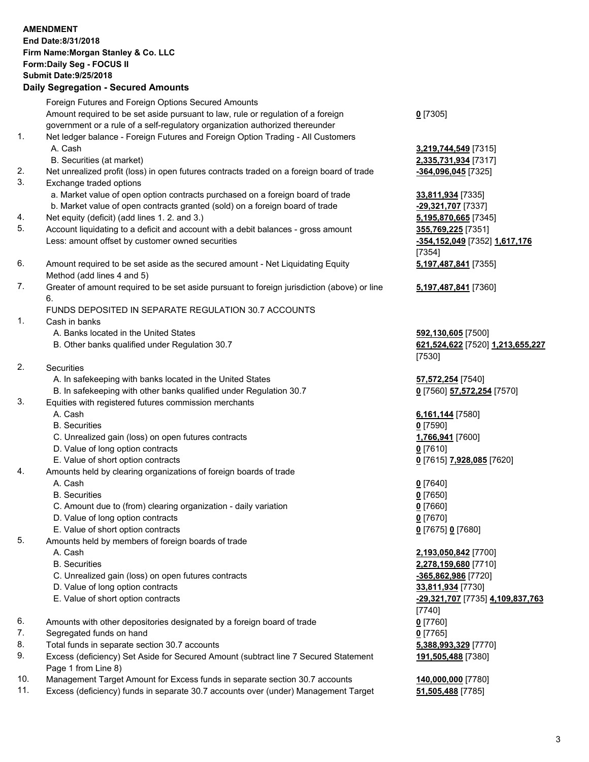**AMENDMENT**
**End Date:8/31/2018**
**Firm Name:Morgan Stanley & Co. LLC**
**Form:Daily Seg - FOCUS II**
**Submit Date:9/25/2018**

## Daily Segregation - Secured Amounts

| | | |
|---|---|---|
| | Foreign Futures and Foreign Options Secured Amounts | |
| | Amount required to be set aside pursuant to law, rule or regulation of a foreign government or a rule of a self-regulatory organization authorized thereunder | **0** [7305] |
| 1. | Net ledger balance - Foreign Futures and Foreign Option Trading - All Customers | |
| | A. Cash | **3,219,744,549** [7315] |
| | B. Securities (at market) | **2,335,731,934** [7317] |
| 2. | Net unrealized profit (loss) in open futures contracts traded on a foreign board of trade | **-364,096,045** [7325] |
| 3. | Exchange traded options | |
| | a. Market value of open option contracts purchased on a foreign board of trade | **33,811,934** [7335] |
| | b. Market value of open contracts granted (sold) on a foreign board of trade | **-29,321,707** [7337] |
| 4. | Net equity (deficit) (add lines 1. 2. and 3.) | **5,195,870,665** [7345] |
| 5. | Account liquidating to a deficit and account with a debit balances - gross amount | **355,769,225** [7351] |
| | Less: amount offset by customer owned securities | **-354,152,049** [7352] **1,617,176** [7354] |
| 6. | Amount required to be set aside as the secured amount - Net Liquidating Equity Method (add lines 4 and 5) | **5,197,487,841** [7355] |
| 7. | Greater of amount required to be set aside pursuant to foreign jurisdiction (above) or line 6. | **5,197,487,841** [7360] |
| | FUNDS DEPOSITED IN SEPARATE REGULATION 30.7 ACCOUNTS | |
| 1. | Cash in banks | |
| | A. Banks located in the United States | **592,130,605** [7500] |
| | B. Other banks qualified under Regulation 30.7 | **621,524,622** [7520] **1,213,655,227** [7530] |
| 2. | Securities | |
| | A. In safekeeping with banks located in the United States | **57,572,254** [7540] |
| | B. In safekeeping with other banks qualified under Regulation 30.7 | **0** [7560] **57,572,254** [7570] |
| 3. | Equities with registered futures commission merchants | |
| | A. Cash | **6,161,144** [7580] |
| | B. Securities | **0** [7590] |
| | C. Unrealized gain (loss) on open futures contracts | **1,766,941** [7600] |
| | D. Value of long option contracts | **0** [7610] |
| | E. Value of short option contracts | **0** [7615] **7,928,085** [7620] |
| 4. | Amounts held by clearing organizations of foreign boards of trade | |
| | A. Cash | **0** [7640] |
| | B. Securities | **0** [7650] |
| | C. Amount due to (from) clearing organization - daily variation | **0** [7660] |
| | D. Value of long option contracts | **0** [7670] |
| | E. Value of short option contracts | **0** [7675] **0** [7680] |
| 5. | Amounts held by members of foreign boards of trade | |
| | A. Cash | **2,193,050,842** [7700] |
| | B. Securities | **2,278,159,680** [7710] |
| | C. Unrealized gain (loss) on open futures contracts | **-365,862,986** [7720] |
| | D. Value of long option contracts | **33,811,934** [7730] |
| | E. Value of short option contracts | **-29,321,707** [7735] **4,109,837,763** [7740] |
| 6. | Amounts with other depositories designated by a foreign board of trade | **0** [7760] |
| 7. | Segregated funds on hand | **0** [7765] |
| 8. | Total funds in separate section 30.7 accounts | **5,388,993,329** [7770] |
| 9. | Excess (deficiency) Set Aside for Secured Amount (subtract line 7 Secured Statement Page 1 from Line 8) | **191,505,488** [7380] |
| 10. | Management Target Amount for Excess funds in separate section 30.7 accounts | **140,000,000** [7780] |
| 11. | Excess (deficiency) funds in separate 30.7 accounts over (under) Management Target | **51,505,488** [7785] |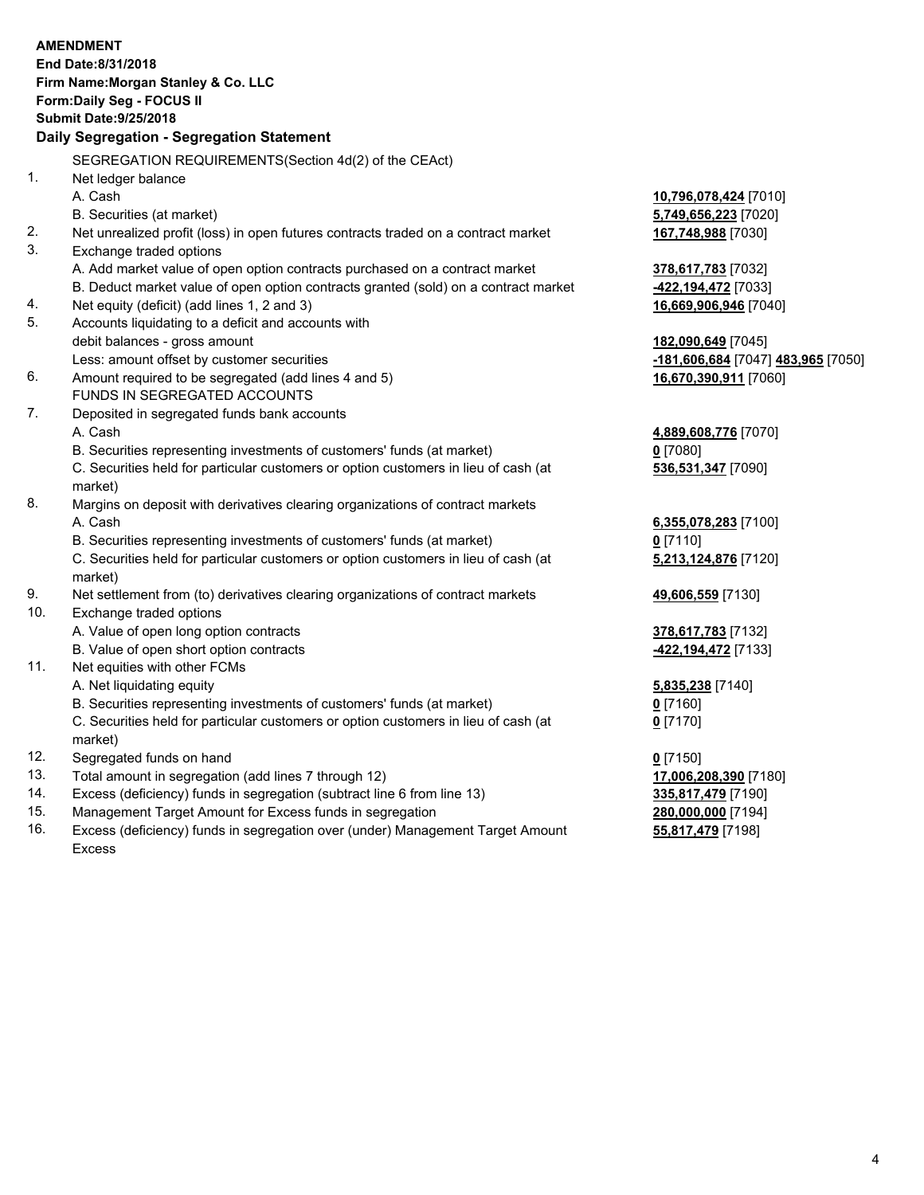**AMENDMENT**
**End Date:8/31/2018**
**Firm Name:Morgan Stanley & Co. LLC**
**Form:Daily Seg - FOCUS II**
**Submit Date:9/25/2018**

## Daily Segregation - Segregation Statement

SEGREGATION REQUIREMENTS(Section 4d(2) of the CEAct)

| | | |
|---|---|---|
| 1. | Net ledger balance | |
| | A. Cash | **10,796,078,424** [7010] |
| | B. Securities (at market) | **5,749,656,223** [7020] |
| 2. | Net unrealized profit (loss) in open futures contracts traded on a contract market | **167,748,988** [7030] |
| 3. | Exchange traded options | |
| | A. Add market value of open option contracts purchased on a contract market | **378,617,783** [7032] |
| | B. Deduct market value of open option contracts granted (sold) on a contract market | **-422,194,472** [7033] |
| 4. | Net equity (deficit) (add lines 1, 2 and 3) | **16,669,906,946** [7040] |
| 5. | Accounts liquidating to a deficit and accounts with | |
| | debit balances - gross amount | **182,090,649** [7045] |
| | Less: amount offset by customer securities | **-181,606,684** [7047] **483,965** [7050] |
| 6. | Amount required to be segregated (add lines 4 and 5) | **16,670,390,911** [7060] |
| | FUNDS IN SEGREGATED ACCOUNTS | |
| 7. | Deposited in segregated funds bank accounts | |
| | A. Cash | **4,889,608,776** [7070] |
| | B. Securities representing investments of customers' funds (at market) | **0** [7080] |
| | C. Securities held for particular customers or option customers in lieu of cash (at market) | **536,531,347** [7090] |
| 8. | Margins on deposit with derivatives clearing organizations of contract markets | |
| | A. Cash | **6,355,078,283** [7100] |
| | B. Securities representing investments of customers' funds (at market) | **0** [7110] |
| | C. Securities held for particular customers or option customers in lieu of cash (at market) | **5,213,124,876** [7120] |
| 9. | Net settlement from (to) derivatives clearing organizations of contract markets | **49,606,559** [7130] |
| 10. | Exchange traded options | |
| | A. Value of open long option contracts | **378,617,783** [7132] |
| | B. Value of open short option contracts | **-422,194,472** [7133] |
| 11. | Net equities with other FCMs | |
| | A. Net liquidating equity | **5,835,238** [7140] |
| | B. Securities representing investments of customers' funds (at market) | **0** [7160] |
| | C. Securities held for particular customers or option customers in lieu of cash (at market) | **0** [7170] |
| 12. | Segregated funds on hand | **0** [7150] |
| 13. | Total amount in segregation (add lines 7 through 12) | **17,006,208,390** [7180] |
| 14. | Excess (deficiency) funds in segregation (subtract line 6 from line 13) | **335,817,479** [7190] |
| 15. | Management Target Amount for Excess funds in segregation | **280,000,000** [7194] |
| 16. | Excess (deficiency) funds in segregation over (under) Management Target Amount Excess | **55,817,479** [7198] |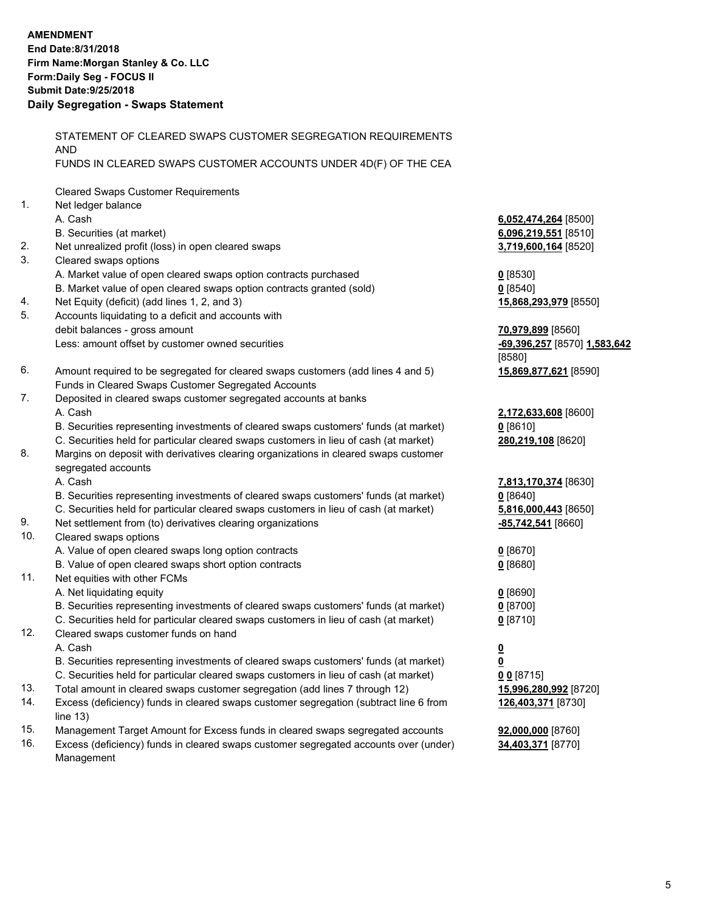**AMENDMENT**
**End Date:8/31/2018**
**Firm Name:Morgan Stanley & Co. LLC**
**Form:Daily Seg - FOCUS II**
**Submit Date:9/25/2018**
**Daily Segregation - Swaps Statement**

STATEMENT OF CLEARED SWAPS CUSTOMER SEGREGATION REQUIREMENTS AND FUNDS IN CLEARED SWAPS CUSTOMER ACCOUNTS UNDER 4D(F) OF THE CEA

| | | |
|---|---|---|
| | Cleared Swaps Customer Requirements | |
| 1. | Net ledger balance | |
| | A. Cash | **6,052,474,264** [8500] |
| | B. Securities (at market) | **6,096,219,551** [8510] |
| 2. | Net unrealized profit (loss) in open cleared swaps | **3,719,600,164** [8520] |
| 3. | Cleared swaps options | |
| | A. Market value of open cleared swaps option contracts purchased | **0** [8530] |
| | B. Market value of open cleared swaps option contracts granted (sold) | **0** [8540] |
| 4. | Net Equity (deficit) (add lines 1, 2, and 3) | **15,868,293,979** [8550] |
| 5. | Accounts liquidating to a deficit and accounts with debit balances - gross amount | **70,979,899** [8560] |
| | Less: amount offset by customer owned securities | **-69,396,257** [8570] **1,583,642** [8580] |
| 6. | Amount required to be segregated for cleared swaps customers (add lines 4 and 5) | **15,869,877,621** [8590] |
| | Funds in Cleared Swaps Customer Segregated Accounts | |
| 7. | Deposited in cleared swaps customer segregated accounts at banks | |
| | A. Cash | **2,172,633,608** [8600] |
| | B. Securities representing investments of cleared swaps customers' funds (at market) | **0** [8610] |
| | C. Securities held for particular cleared swaps customers in lieu of cash (at market) | **280,219,108** [8620] |
| 8. | Margins on deposit with derivatives clearing organizations in cleared swaps customer segregated accounts | |
| | A. Cash | **7,813,170,374** [8630] |
| | B. Securities representing investments of cleared swaps customers' funds (at market) | **0** [8640] |
| | C. Securities held for particular cleared swaps customers in lieu of cash (at market) | **5,816,000,443** [8650] |
| 9. | Net settlement from (to) derivatives clearing organizations | **-85,742,541** [8660] |
| 10. | Cleared swaps options | |
| | A. Value of open cleared swaps long option contracts | **0** [8670] |
| | B. Value of open cleared swaps short option contracts | **0** [8680] |
| 11. | Net equities with other FCMs | |
| | A. Net liquidating equity | **0** [8690] |
| | B. Securities representing investments of cleared swaps customers' funds (at market) | **0** [8700] |
| | C. Securities held for particular cleared swaps customers in lieu of cash (at market) | **0** [8710] |
| 12. | Cleared swaps customer funds on hand | |
| | A. Cash | **0** |
| | B. Securities representing investments of cleared swaps customers' funds (at market) | **0** |
| | C. Securities held for particular cleared swaps customers in lieu of cash (at market) | **0** **0** [8715] |
| 13. | Total amount in cleared swaps customer segregation (add lines 7 through 12) | **15,996,280,992** [8720] |
| 14. | Excess (deficiency) funds in cleared swaps customer segregation (subtract line 6 from line 13) | **126,403,371** [8730] |
| 15. | Management Target Amount for Excess funds in cleared swaps segregated accounts | **92,000,000** [8760] |
| 16. | Excess (deficiency) funds in cleared swaps customer segregated accounts over (under) Management | **34,403,371** [8770] |